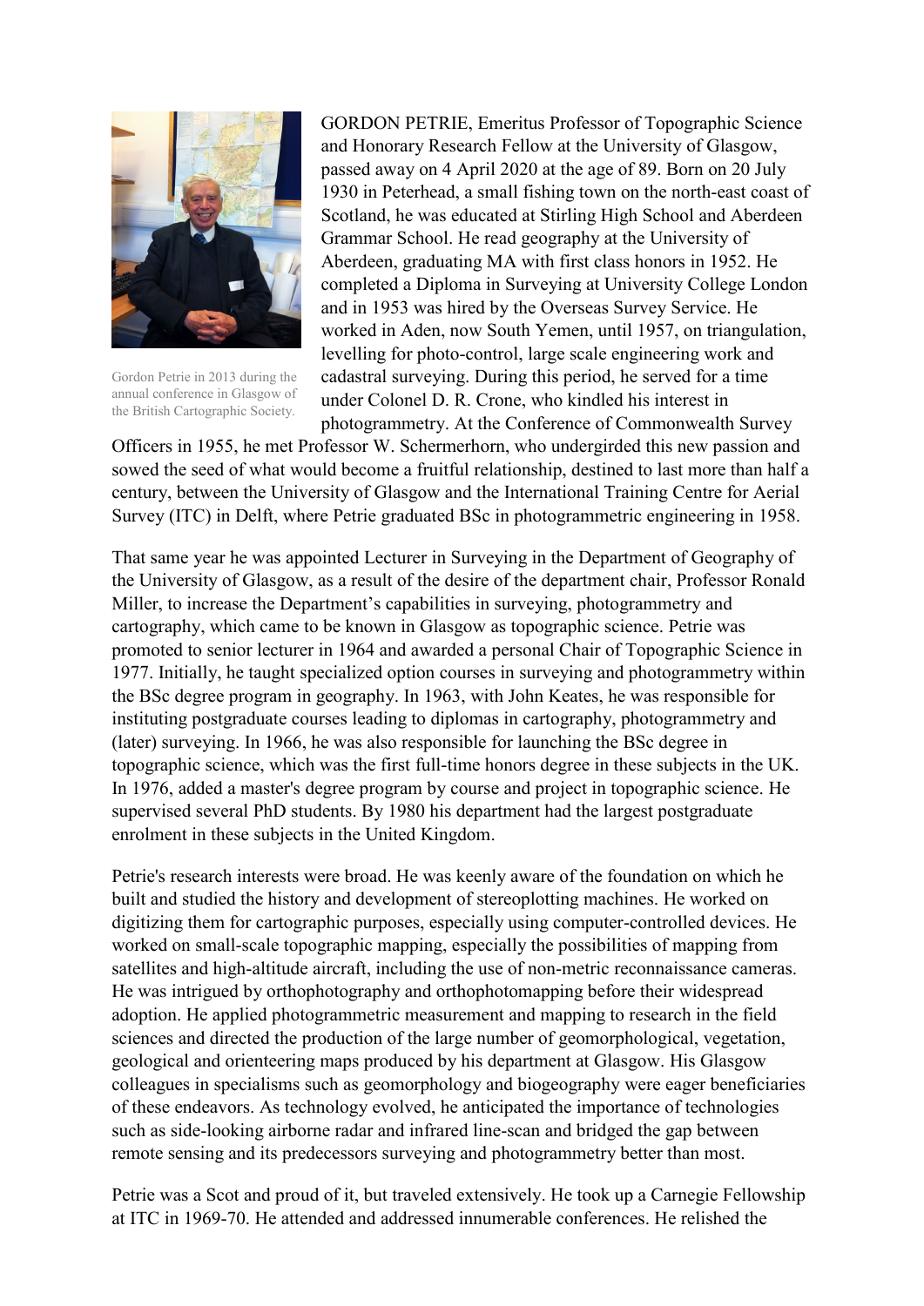GORDON PETRIE, Emeritus Professor of Topographic Science and Honorary Research Fellow at the University of Glasgow, passed away on 4 April 2020 at the age of 89. Born on 20 July 1930 in Peterhead, a small fishing town on the north-east coast of Scotland, he was educated at Stirling High School and Aberdeen Grammar School. He read geography at the University of Aberdeen, graduating MA with first class honors in 1952. He completed a Diploma in Surveying at University College London and in 1953 was hired by the Overseas Survey Service. He worked in Aden, now South Yemen, until 1957, on triangulation, levelling for photo-control, large scale engineering work and cadastral surveying. During this period, he served for a time under Colonel D. R. Crone, who kindled his interest in photogrammetry. At the Conference of Commonwealth Survey Officers in 1955, he met Professor W. Schermerhorn, who undergirded this new passion and sowed the seed of what would become a fruitful relationship, destined to last more than half a century, between the University of Glasgow and the International Training Centre for Aerial Survey (ITC) in Delft, where Petrie graduated BSc in photogrammetric engineering in 1958.

Gordon Petrie in 2013 during the annual conference in Glasgow of the British Cartographic Society.

That same year he was appointed Lecturer in Surveying in the Department of Geography of the University of Glasgow, as a result of the desire of the department chair, Professor Ronald Miller, to increase the Department's capabilities in surveying, photogrammetry and cartography, which came to be known in Glasgow as topographic science. Petrie was promoted to senior lecturer in 1964 and awarded a personal Chair of Topographic Science in 1977. Initially, he taught specialized option courses in surveying and photogrammetry within the BSc degree program in geography. In 1963, with John Keates, he was responsible for instituting postgraduate courses leading to diplomas in cartography, photogrammetry and (later) surveying. In 1966, he was also responsible for launching the BSc degree in topographic science, which was the first full-time honors degree in these subjects in the UK. In 1976, added a master's degree program by course and project in topographic science. He supervised several PhD students. By 1980 his department had the largest postgraduate enrolment in these subjects in the United Kingdom.

Petrie's research interests were broad. He was keenly aware of the foundation on which he built and studied the history and development of stereoplotting machines. He worked on digitizing them for cartographic purposes, especially using computer-controlled devices. He worked on small-scale topographic mapping, especially the possibilities of mapping from satellites and high-altitude aircraft, including the use of non-metric reconnaissance cameras. He was intrigued by orthophotography and orthophotomapping before their widespread adoption. He applied photogrammetric measurement and mapping to research in the field sciences and directed the production of the large number of geomorphological, vegetation, geological and orienteering maps produced by his department at Glasgow. His Glasgow colleagues in specialisms such as geomorphology and biogeography were eager beneficiaries of these endeavors. As technology evolved, he anticipated the importance of technologies such as side-looking airborne radar and infrared line-scan and bridged the gap between remote sensing and its predecessors surveying and photogrammetry better than most.

Petrie was a Scot and proud of it, but traveled extensively. He took up a Carnegie Fellowship at ITC in 1969-70. He attended and addressed innumerable conferences. He relished the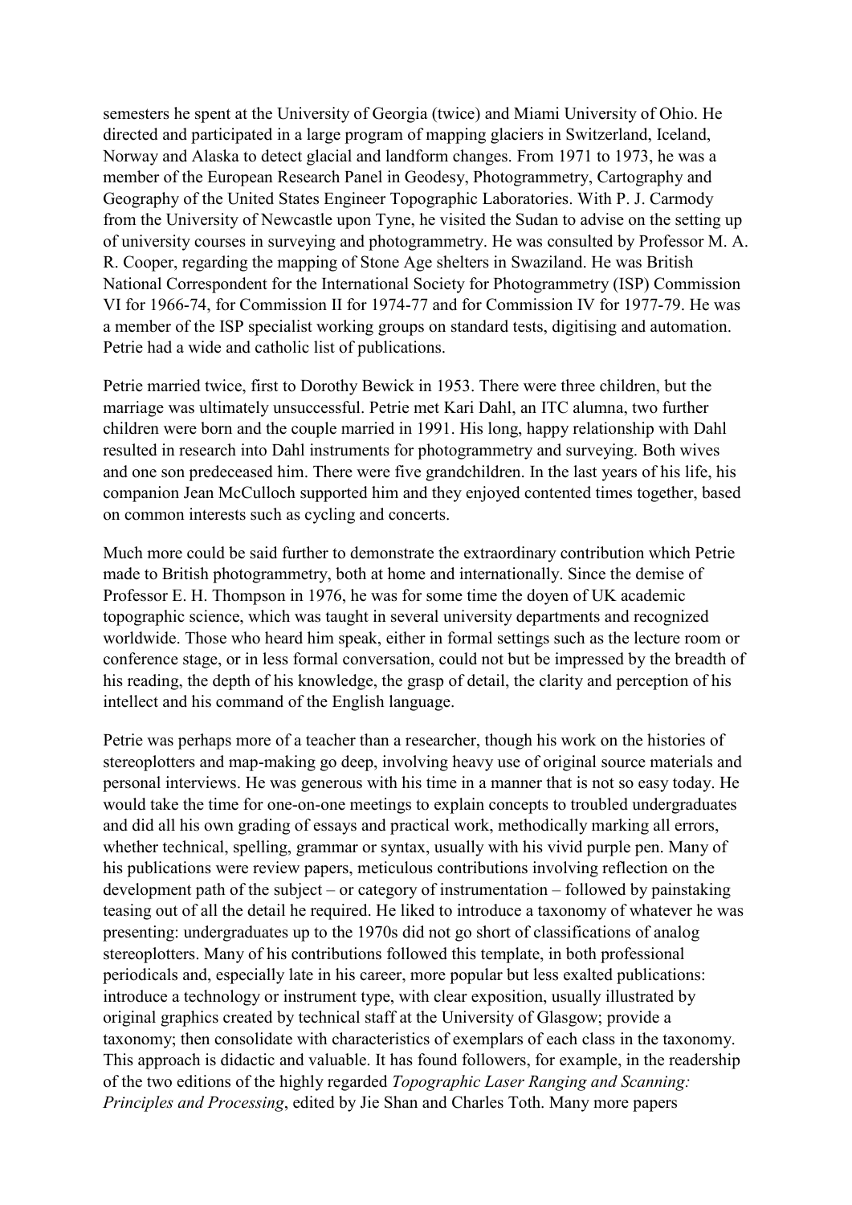semesters he spent at the University of Georgia (twice) and Miami University of Ohio. He directed and participated in a large program of mapping glaciers in Switzerland, Iceland, Norway and Alaska to detect glacial and landform changes. From 1971 to 1973, he was a member of the European Research Panel in Geodesy, Photogrammetry, Cartography and Geography of the United States Engineer Topographic Laboratories. With P. J. Carmody from the University of Newcastle upon Tyne, he visited the Sudan to advise on the setting up of university courses in surveying and photogrammetry. He was consulted by Professor M. A. R. Cooper, regarding the mapping of Stone Age shelters in Swaziland. He was British National Correspondent for the International Society for Photogrammetry (ISP) Commission VI for 1966-74, for Commission II for 1974-77 and for Commission IV for 1977-79. He was a member of the ISP specialist working groups on standard tests, digitising and automation. Petrie had a wide and catholic list of publications.

Petrie married twice, first to Dorothy Bewick in 1953. There were three children, but the marriage was ultimately unsuccessful. Petrie met Kari Dahl, an ITC alumna, two further children were born and the couple married in 1991. His long, happy relationship with Dahl resulted in research into Dahl instruments for photogrammetry and surveying. Both wives and one son predeceased him. There were five grandchildren. In the last years of his life, his companion Jean McCulloch supported him and they enjoyed contented times together, based on common interests such as cycling and concerts.

Much more could be said further to demonstrate the extraordinary contribution which Petrie made to British photogrammetry, both at home and internationally. Since the demise of Professor E. H. Thompson in 1976, he was for some time the doyen of UK academic topographic science, which was taught in several university departments and recognized worldwide. Those who heard him speak, either in formal settings such as the lecture room or conference stage, or in less formal conversation, could not but be impressed by the breadth of his reading, the depth of his knowledge, the grasp of detail, the clarity and perception of his intellect and his command of the English language.

Petrie was perhaps more of a teacher than a researcher, though his work on the histories of stereoplotters and map-making go deep, involving heavy use of original source materials and personal interviews. He was generous with his time in a manner that is not so easy today. He would take the time for one-on-one meetings to explain concepts to troubled undergraduates and did all his own grading of essays and practical work, methodically marking all errors, whether technical, spelling, grammar or syntax, usually with his vivid purple pen. Many of his publications were review papers, meticulous contributions involving reflection on the development path of the subject – or category of instrumentation – followed by painstaking teasing out of all the detail he required. He liked to introduce a taxonomy of whatever he was presenting: undergraduates up to the 1970s did not go short of classifications of analog stereoplotters. Many of his contributions followed this template, in both professional periodicals and, especially late in his career, more popular but less exalted publications: introduce a technology or instrument type, with clear exposition, usually illustrated by original graphics created by technical staff at the University of Glasgow; provide a taxonomy; then consolidate with characteristics of exemplars of each class in the taxonomy. This approach is didactic and valuable. It has found followers, for example, in the readership of the two editions of the highly regarded *Topographic Laser Ranging and Scanning: Principles and Processing*, edited by Jie Shan and Charles Toth. Many more papers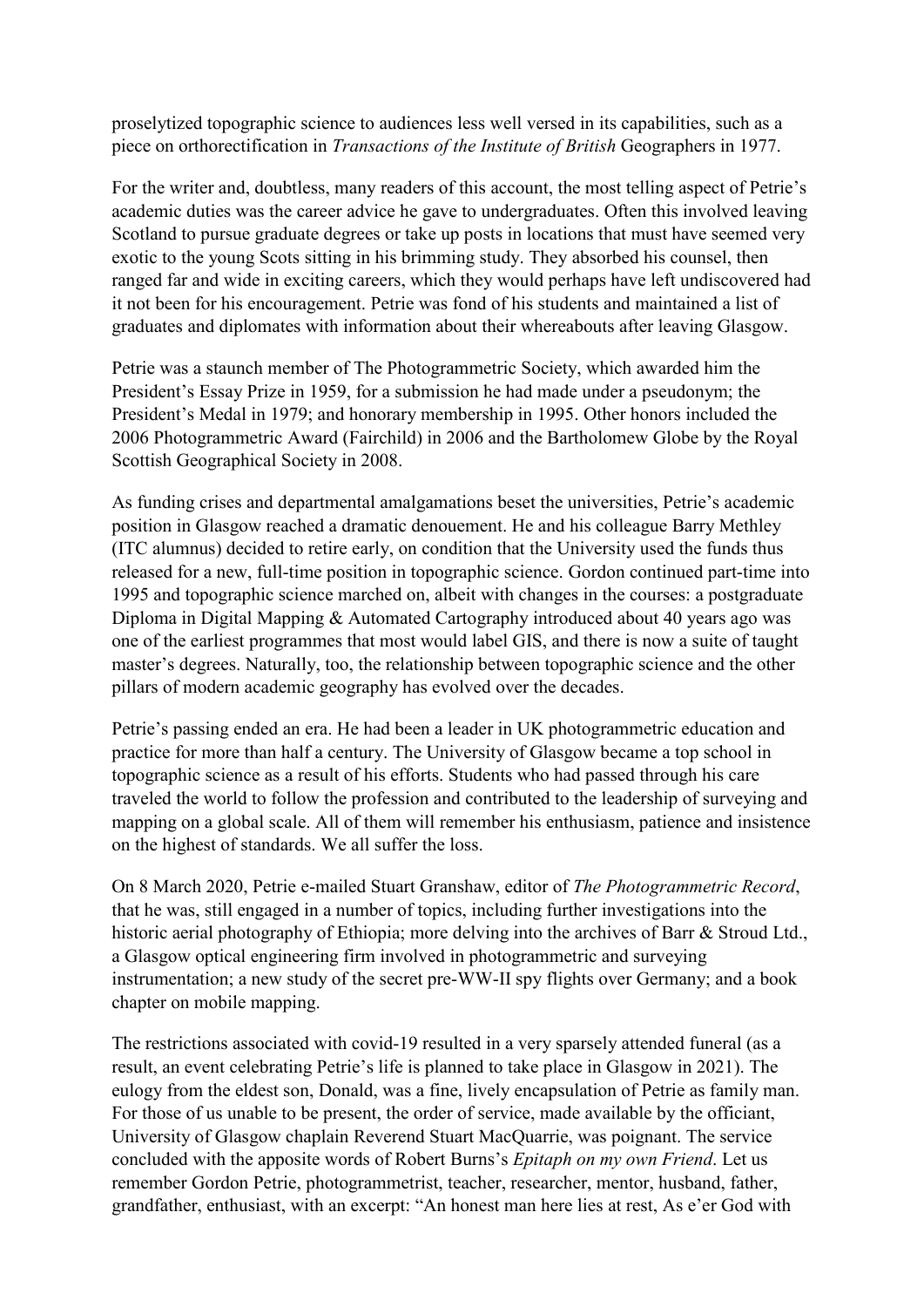proselytized topographic science to audiences less well versed in its capabilities, such as a piece on orthorectification in *Transactions of the Institute of British* Geographers in 1977.

For the writer and, doubtless, many readers of this account, the most telling aspect of Petrie's academic duties was the career advice he gave to undergraduates. Often this involved leaving Scotland to pursue graduate degrees or take up posts in locations that must have seemed very exotic to the young Scots sitting in his brimming study. They absorbed his counsel, then ranged far and wide in exciting careers, which they would perhaps have left undiscovered had it not been for his encouragement. Petrie was fond of his students and maintained a list of graduates and diplomates with information about their whereabouts after leaving Glasgow.

Petrie was a staunch member of The Photogrammetric Society, which awarded him the President's Essay Prize in 1959, for a submission he had made under a pseudonym; the President's Medal in 1979; and honorary membership in 1995. Other honors included the 2006 Photogrammetric Award (Fairchild) in 2006 and the Bartholomew Globe by the Royal Scottish Geographical Society in 2008.

As funding crises and departmental amalgamations beset the universities, Petrie's academic position in Glasgow reached a dramatic denouement. He and his colleague Barry Methley (ITC alumnus) decided to retire early, on condition that the University used the funds thus released for a new, full-time position in topographic science. Gordon continued part-time into 1995 and topographic science marched on, albeit with changes in the courses: a postgraduate Diploma in Digital Mapping & Automated Cartography introduced about 40 years ago was one of the earliest programmes that most would label GIS, and there is now a suite of taught master's degrees. Naturally, too, the relationship between topographic science and the other pillars of modern academic geography has evolved over the decades.

Petrie's passing ended an era. He had been a leader in UK photogrammetric education and practice for more than half a century. The University of Glasgow became a top school in topographic science as a result of his efforts. Students who had passed through his care traveled the world to follow the profession and contributed to the leadership of surveying and mapping on a global scale. All of them will remember his enthusiasm, patience and insistence on the highest of standards. We all suffer the loss.

On 8 March 2020, Petrie e-mailed Stuart Granshaw, editor of *The Photogrammetric Record*, that he was, still engaged in a number of topics, including further investigations into the historic aerial photography of Ethiopia; more delving into the archives of Barr & Stroud Ltd., a Glasgow optical engineering firm involved in photogrammetric and surveying instrumentation; a new study of the secret pre-WW-II spy flights over Germany; and a book chapter on mobile mapping.

The restrictions associated with covid-19 resulted in a very sparsely attended funeral (as a result, an event celebrating Petrie's life is planned to take place in Glasgow in 2021). The eulogy from the eldest son, Donald, was a fine, lively encapsulation of Petrie as family man. For those of us unable to be present, the order of service, made available by the officiant, University of Glasgow chaplain Reverend Stuart MacQuarrie, was poignant. The service concluded with the apposite words of Robert Burns's *Epitaph on my own Friend*. Let us remember Gordon Petrie, photogrammetrist, teacher, researcher, mentor, husband, father, grandfather, enthusiast, with an excerpt: "An honest man here lies at rest, As e'er God with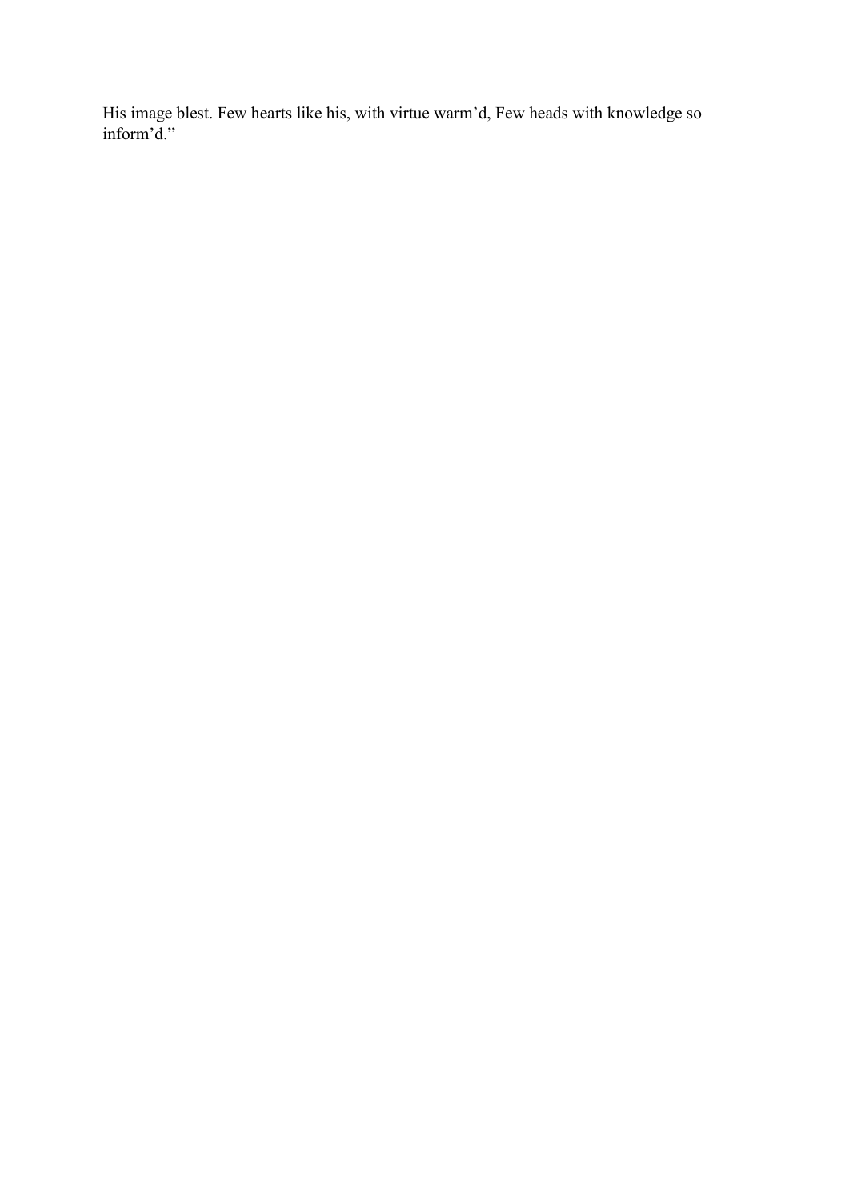His image blest. Few hearts like his, with virtue warm'd, Few heads with knowledge so inform'd."